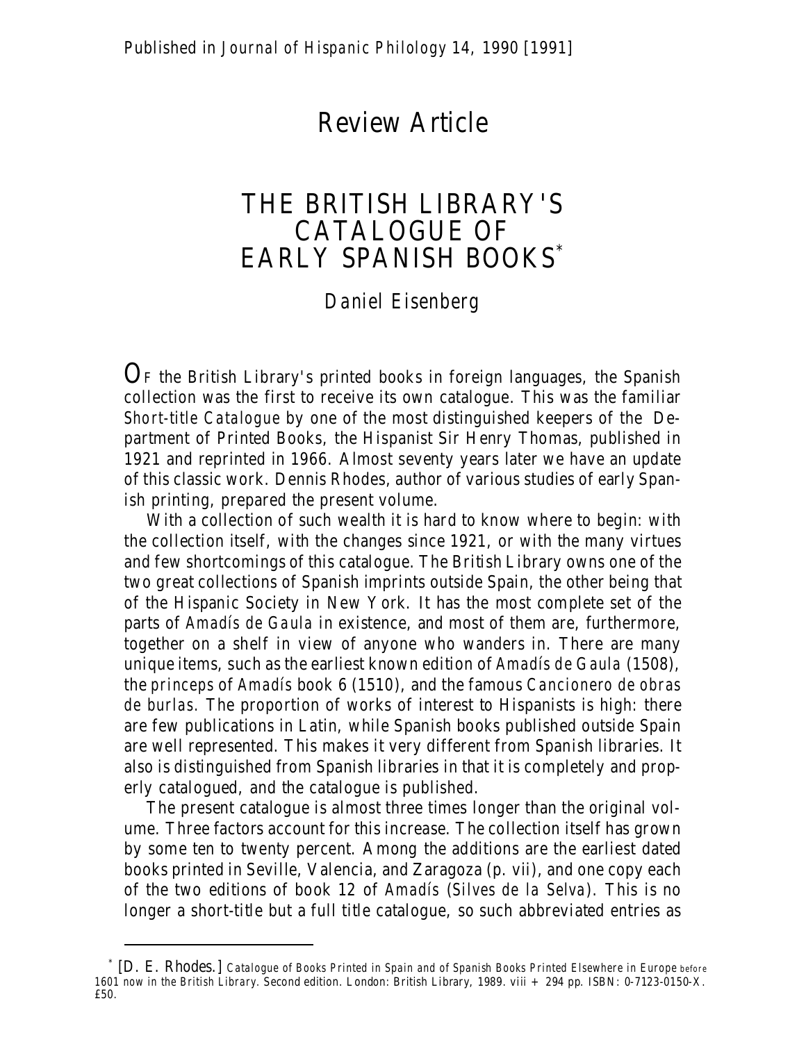Published in *Journal of Hispanic Philology* 14, 1990 [1991]

# Review Article

# THE BRITISH LIBRARY'S CATALOGUE OF EARLY SPANISH BOOKS*

## Daniel Eisenberg

OF the British Library's printed books in foreign languages, the Spanish collection was the first to receive its own catalogue. This was the familiar *Short-title Catalogue* by one of the most distinguished keepers of the Department of Printed Books, the Hispanist Sir Henry Thomas, published in 1921 and reprinted in 1966. Almost seventy years later we have an update of this classic work. Dennis Rhodes, author of various studies of early Spanish printing, prepared the present volume.

With a collection of such wealth it is hard to know where to begin: with the collection itself, with the changes since 1921, or with the many virtues and few shortcomings of this catalogue. The British Library owns one of the two great collections of Spanish imprints outside Spain, the other being that of the Hispanic Society in New York. It has the most complete set of the parts of *Amadís de Gaula* in existence, and most of them are, furthermore, together on a shelf in view of anyone who wanders in. There are many unique items, such as the earliest known edition of *Amadís de Gaula* (1508), the *princeps* of *Amadís* book 6 (1510), and the famous *Cancionero de obras de burlas*. The proportion of works of interest to Hispanists is high: there are few publications in Latin, while Spanish books published outside Spain are well represented. This makes it very different from Spanish libraries. It also is distinguished from Spanish libraries in that it is completely and properly catalogued, and the catalogue is published.

The present catalogue is almost three times longer than the original volume. Three factors account for this increase. The collection itself has grown by some ten to twenty percent. Among the additions are the earliest dated books printed in Seville, Valencia, and Zaragoza (p. vii), and one copy each of the two editions of book 12 of *Amadís* (*Silves de la Selva*). This is no longer a short-title but a full title catalogue, so such abbreviated entries as

---

* [D. E. Rhodes.] *Catalogue of Books Printed in Spain and of Spanish Books Printed Elsewhere in Europe before 1601 now in the British Library*. Second edition. London: British Library, 1989. viii + 294 pp. ISBN: 0-7123-0150-X. £50.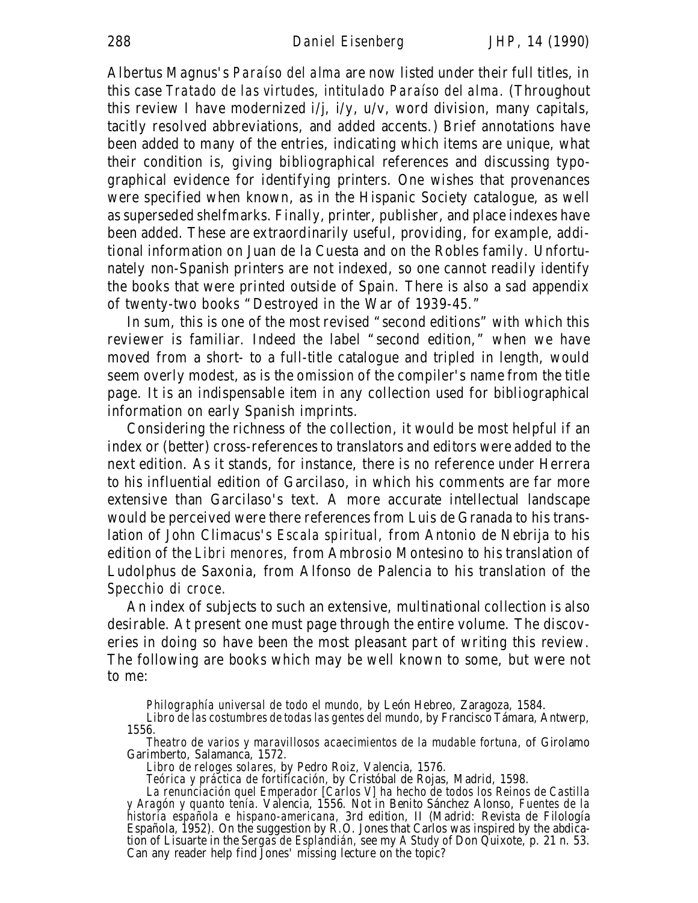Albertus Magnus's *Paraíso del alma* are now listed under their full titles, in this case *Tratado de las virtudes, intitulado Paraíso del alma*. (Throughout this review I have modernized i/j, i/y, u/v, word division, many capitals, tacitly resolved abbreviations, and added accents.) Brief annotations have been added to many of the entries, indicating which items are unique, what their condition is, giving bibliographical references and discussing typographical evidence for identifying printers. One wishes that provenances were specified when known, as in the Hispanic Society catalogue, as well as superseded shelfmarks. Finally, printer, publisher, and place indexes have been added. These are extraordinarily useful, providing, for example, additional information on Juan de la Cuesta and on the Robles family. Unfortunately non-Spanish printers are not indexed, so one cannot readily identify the books that were printed outside of Spain. There is also a sad appendix of twenty-two books "Destroyed in the War of 1939-45."

In sum, this is one of the most revised "second editions" with which this reviewer is familiar. Indeed the label "second edition," when we have moved from a short- to a full-title catalogue and tripled in length, would seem overly modest, as is the omission of the compiler's name from the title page. It is an indispensable item in any collection used for bibliographical information on early Spanish imprints.

Considering the richness of the collection, it would be most helpful if an index or (better) cross-references to translators and editors were added to the next edition. As it stands, for instance, there is no reference under Herrera to his influential edition of Garcilaso, in which his comments are far more extensive than Garcilaso's text. A more accurate intellectual landscape would be perceived were there references from Luis de Granada to his translation of John Climacus's *Escala spiritual*, from Antonio de Nebrija to his edition of the *Libri menores*, from Ambrosio Montesino to his translation of Ludolphus de Saxonia, from Alfonso de Palencia to his translation of the *Specchio di croce*.

An index of subjects to such an extensive, multinational collection is also desirable. At present one must page through the entire volume. The discoveries in doing so have been the most pleasant part of writing this review. The following are books which may be well known to some, but were not to me:

*Philographía universal de todo el mundo*, by León Hebreo, Zaragoza, 1584.

*Libro de las costumbres de todas las gentes del mundo*, by Francisco Támara, Antwerp, 1556.

*Theatro de varios y maravillosos acaecimientos de la mudable fortuna*, of Girolamo Garimberto, Salamanca, 1572.

*Libro de reloges solares*, by Pedro Roiz, Valencia, 1576.

*Teórica y práctica de fortificación*, by Cristóbal de Rojas, Madrid, 1598.

*La renunciación quel Emperador [Carlos V] ha hecho de todos los Reinos de Castilla y Aragón y quanto tenía*. Valencia, 1556. Not in Benito Sánchez Alonso, *Fuentes de la historia española e hispano-americana*, 3rd edition, II (Madrid: Revista de Filología Española, 1952). On the suggestion by R.O. Jones that Carlos was inspired by the abdication of Lisuarte in the *Sergas de Esplandián*, see my *A Study of Don Quixote*, p. 21 n. 53. Can any reader help find Jones' missing lecture on the topic?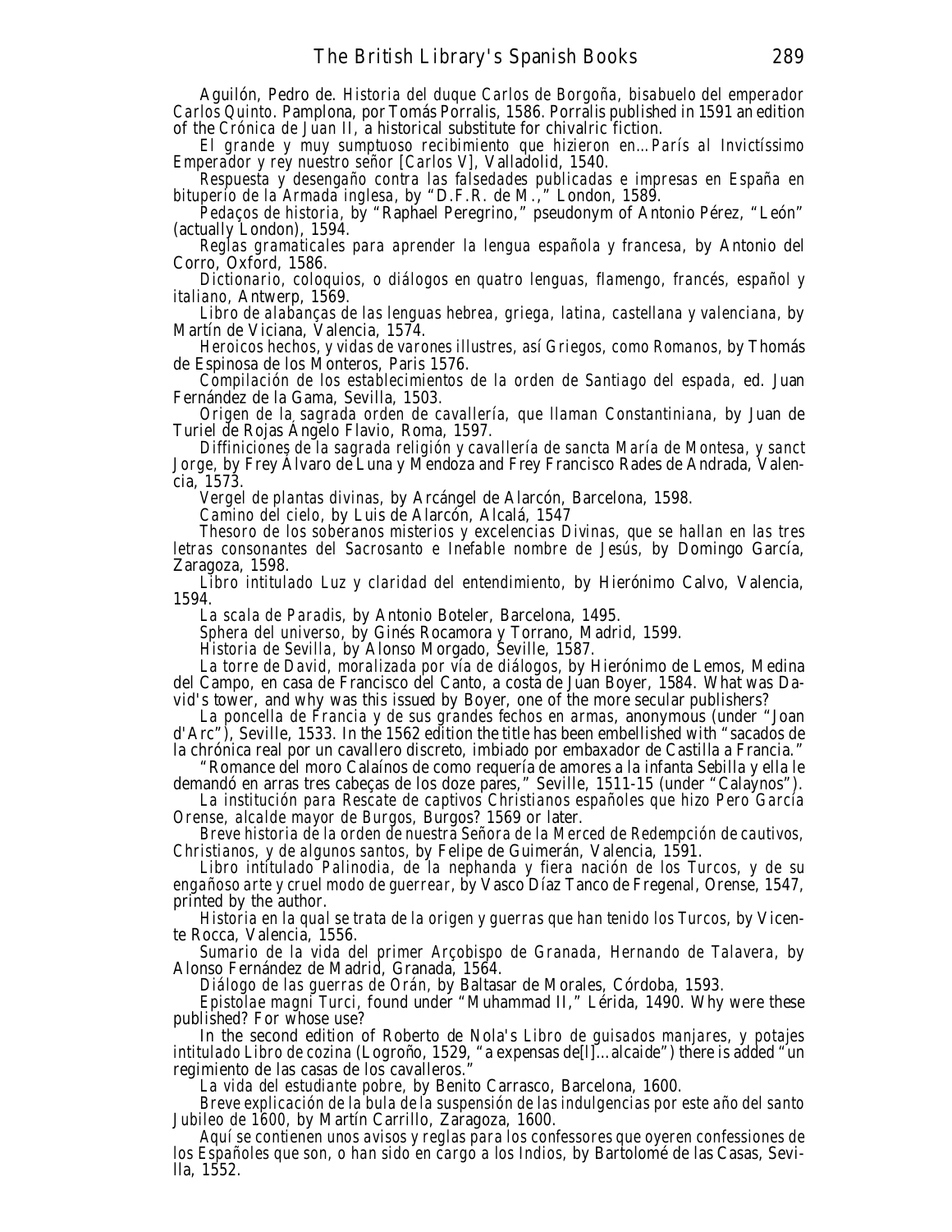Aguilón, Pedro de. *Historia del duque Carlos de Borgoña, bisabuelo del emperador Carlos Quinto*. Pamplona, por Tomás Porralis, 1586. Porralis published in 1591 an edition of the *Crónica de Juan II*, a historical substitute for chivalric fiction.

*El grande y muy sumptuoso recibimiento que hizieron en…París al Invictíssimo Emperador y rey nuestro señor [Carlos V]*, Valladolid, 1540.

*Respuesta y desengaño contra las falsedades publicadas e impresas en España en bituperio de la Armada inglesa*, by "D.F.R. de M.," London, 1589.

*Pedaços de historia*, by "Raphael Peregrino," pseudonym of Antonio Pérez, "León" (actually London), 1594.

*Reglas gramaticales para aprender la lengua española y francesa*, by Antonio del Corro, Oxford, 1586.

*Dictionario, coloquios, o diálogos en quatro lenguas, flamengo, francés, español y italiano*, Antwerp, 1569.

*Libro de alabanças de las lenguas hebrea, griega, latina, castellana y valenciana*, by Martín de Viciana, Valencia, 1574.

*Heroicos hechos, y vidas de varones illustres, así Griegos, como Romanos*, by Thomás de Espinosa de los Monteros, Paris 1576.

*Compilación de los establecimientos de la orden de Santiago del espada*, ed. Juan Fernández de la Gama, Sevilla, 1503.

*Origen de la sagrada orden de cavallería, que llaman Constantiniana*, by Juan de Turiel de Rojas Ángelo Flavio, Roma, 1597.

*Diffiniciones de la sagrada religión y cavallería de sancta María de Montesa, y sanct Jorge*, by Frey Álvaro de Luna y Mendoza and Frey Francisco Rades de Andrada, Valencia, 1573.

*Vergel de plantas divinas*, by Arcángel de Alarcón, Barcelona, 1598.

*Camino del cielo*, by Luis de Alarcón, Alcalá, 1547

*Thesoro de los soberanos misterios y excelencias Divinas, que se hallan en las tres letras consonantes del Sacrosanto e Inefable nombre de Jesús*, by Domingo García, Zaragoza, 1598.

*Libro intitulado Luz y claridad del entendimiento*, by Hierónimo Calvo, Valencia, 1594.

*La scala de Paradis*, by Antonio Boteler, Barcelona, 1495.

*Sphera del universo*, by Ginés Rocamora y Torrano, Madrid, 1599.

*Historia de Sevilla*, by Alonso Morgado, Seville, 1587.

*La torre de David, moralizada por vía de diálogos*, by Hierónimo de Lemos, Medina del Campo, en casa de Francisco del Canto, a costa de Juan Boyer, 1584. What was David's tower, and why was this issued by Boyer, one of the more secular publishers?

*La poncella de Francia y de sus grandes fechos en armas*, anonymous (under "Joan d'Arc"), Seville, 1533. In the 1562 edition the title has been embellished with "sacados de la chrónica real por un cavallero discreto, imbiado por embaxador de Castilla a Francia."

"Romance del moro Calaínos de como requería de amores a la infanta Sebilla y ella le demandó en arras tres cabeças de los doze pares," Seville, 1511-15 (under "Calaynos").

*La institución para Rescate de captivos Christianos españoles que hizo Pero García Orense, alcalde mayor de Burgos*, Burgos? 1569 or later.

*Breve historia de la orden de nuestra Señora de la Merced de Redempción de cautivos, Christianos, y de algunos santos*, by Felipe de Guimerán, Valencia, 1591.

*Libro intitulado Palinodia, de la nephanda y fiera nación de los Turcos, y de su engañoso arte y cruel modo de guerrear*, by Vasco Díaz Tanco de Fregenal, Orense, 1547, printed by the author.

*Historia en la qual se trata de la origen y guerras que han tenido los Turcos*, by Vicente Rocca, Valencia, 1556.

*Sumario de la vida del primer Arçobispo de Granada, Hernando de Talavera*, by Alonso Fernández de Madrid, Granada, 1564.

*Diálogo de las guerras de Orán*, by Baltasar de Morales, Córdoba, 1593.

*Epistolae magni Turci*, found under "Muhammad II," Lérida, 1490. Why were these published? For whose use?

In the second edition of Roberto de Nola's *Libro de guisados manjares, y potajes intitulado Libro de cozina* (Logroño, 1529, "a expensas de[l]…alcaide") there is added "un regimiento de las casas de los cavalleros."

*La vida del estudiante pobre*, by Benito Carrasco, Barcelona, 1600.

*Breve explicación de la bula de la suspensión de las indulgencias por este año del santo Jubileo de 1600*, by Martín Carrillo, Zaragoza, 1600.

*Aquí se contienen unos avisos y reglas para los confessores que oyeren confessiones de los Españoles que son, o han sido en cargo a los Indios*, by Bartolomé de las Casas, Sevilla, 1552.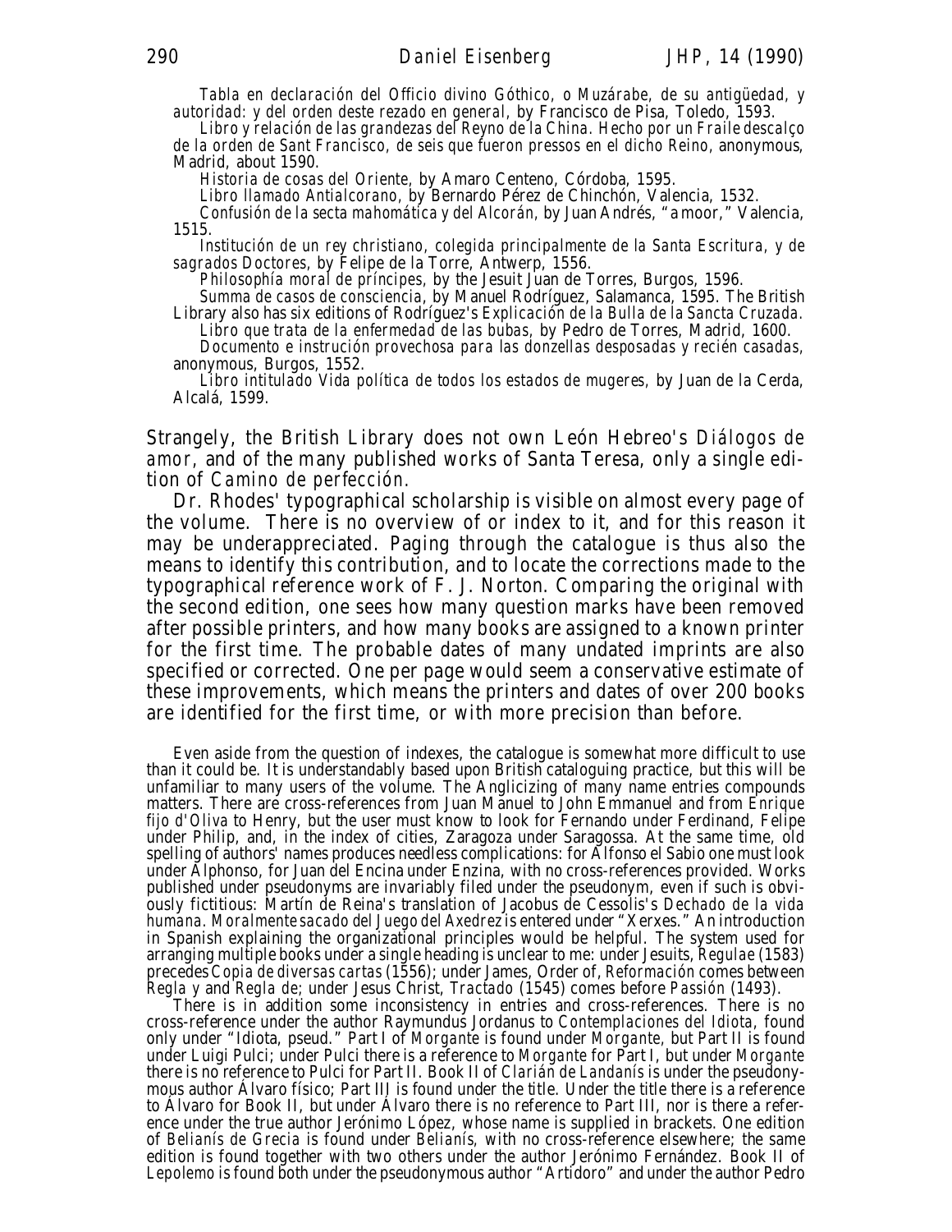*Tabla en declaración del Officio divino Góthico, o Muzárabe, de su antigüedad, y autoridad: y del orden deste rezado en general*, by Francisco de Pisa, Toledo, 1593.

*Libro y relación de las grandezas del Reyno de la China. Hecho por un Fraile descalço de la orden de Sant Francisco, de seis que fueron pressos en el dicho Reino*, anonymous, Madrid, about 1590.

*Historia de cosas del Oriente*, by Amaro Centeno, Córdoba, 1595.

*Libro llamado Antialcorano*, by Bernardo Pérez de Chinchón, Valencia, 1532.

*Confusión de la secta mahomática y del Alcorán*, by Juan Andrés, "a moor," Valencia, 1515.

*Institución de un rey christiano, colegida principalmente de la Santa Escritura, y de sagrados Doctores*, by Felipe de la Torre, Antwerp, 1556.

*Philosophía moral de príncipes*, by the Jesuit Juan de Torres, Burgos, 1596.

*Summa de casos de consciencia*, by Manuel Rodríguez, Salamanca, 1595. The British Library also has six editions of Rodríguez's *Explicación de la Bulla de la Sancta Cruzada*.

*Libro que trata de la enfermedad de las bubas*, by Pedro de Torres, Madrid, 1600.

*Documento e instrución provechosa para las donzellas desposadas y recién casadas*, anonymous, Burgos, 1552.

*Libro intitulado Vida política de todos los estados de mugeres*, by Juan de la Cerda, Alcalá, 1599.

Strangely, the British Library does not own León Hebreo's *Diálogos de amor*, and of the many published works of Santa Teresa, only a single edition of *Camino de perfección*.

Dr. Rhodes' typographical scholarship is visible on almost every page of the volume. There is no overview of or index to it, and for this reason it may be underappreciated. Paging through the catalogue is thus also the means to identify this contribution, and to locate the corrections made to the typographical reference work of F. J. Norton. Comparing the original with the second edition, one sees how many question marks have been removed after possible printers, and how many books are assigned to a known printer for the first time. The probable dates of many undated imprints are also specified or corrected. One per page would seem a conservative estimate of these improvements, which means the printers and dates of over 200 books are identified for the first time, or with more precision than before.

Even aside from the question of indexes, the catalogue is somewhat more difficult to use than it could be. It is understandably based upon British cataloguing practice, but this will be unfamiliar to many users of the volume. The Anglicizing of many name entries compounds matters. There are cross-references from Juan Manuel to John Emmanuel and from *Enrique fijo d'Oliva* to Henry, but the user must know to look for Fernando under Ferdinand, Felipe under Philip, and, in the index of cities, Zaragoza under Saragossa. At the same time, old spelling of authors' names produces needless complications: for Alfonso el Sabio one must look under Alphonso, for Juan del Encina under Enzina, with no cross-references provided. Works published under pseudonyms are invariably filed under the pseudonym, even if such is obviously fictitious: Martín de Reina's translation of Jacobus de Cessolis's *Dechado de la vida humana. Moralmente sacado del Juego del Axedrez* is entered under "Xerxes." An introduction in Spanish explaining the organizational principles would be helpful. The system used for arranging multiple books under a single heading is unclear to me: under Jesuits, *Regulae* (1583) precedes *Copia de diversas cartas* (1556); under James, Order of, *Reformación* comes between *Regla y* and *Regla de*; under Jesus Christ, *Tractado* (1545) comes before *Passión* (1493).

There is in addition some inconsistency in entries and cross-references. There is no cross-reference under the author Raymundus Jordanus to *Contemplaciones del Idiota*, found only under "Idiota, pseud." Part I of *Morgante* is found under *Morgante*, but Part II is found under Luigi Pulci; under Pulci there is a reference to *Morgante* for Part I, but under *Morgante* there is no reference to Pulci for Part II. Book II of *Clarián de Landanís* is under the pseudonymous author Álvaro físico; Part III is found under the title. Under the title there is a reference to Álvaro for Book II, but under Álvaro there is no reference to Part III, nor is there a reference under the true author Jerónimo López, whose name is supplied in brackets. One edition of *Belianís de Grecia* is found under *Belianís*, with no cross-reference elsewhere; the same edition is found together with two others under the author Jerónimo Fernández. Book II of *Lepolemo* is found both under the pseudonymous author "Artídoro" and under the author Pedro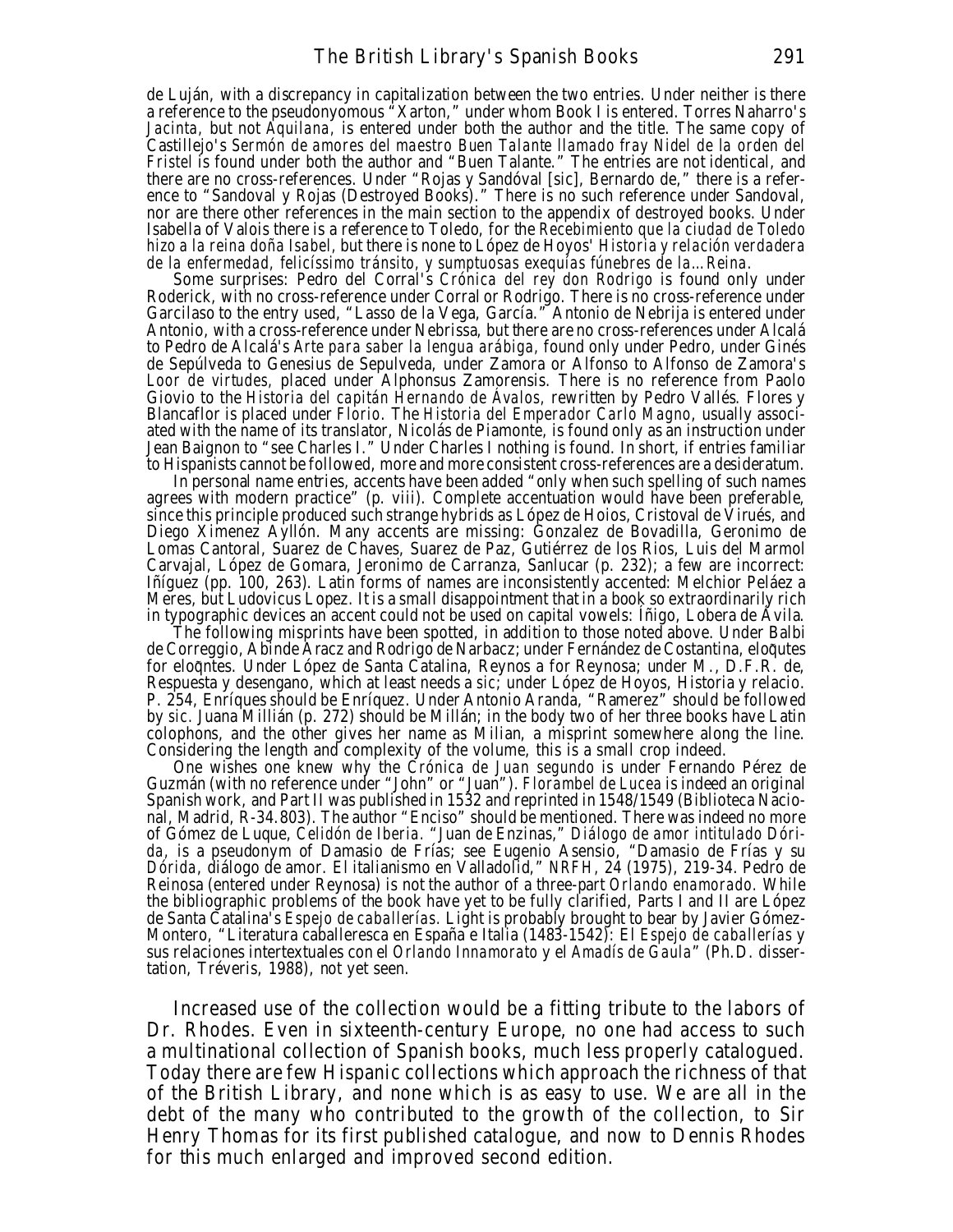de Luján, with a discrepancy in capitalization between the two entries. Under neither is there a reference to the pseudonyomous "Xarton," under whom Book I is entered. Torres Naharro's *Jacinta*, but not *Aquilana*, is entered under both the author and the title. The same copy of Castillejo's *Sermón de amores del maestro Buen Talante llamado fray Nidel de la orden del Fristel* is found under both the author and "Buen Talante." The entries are not identical, and there are no cross-references. Under "Rojas y Sandóval [sic], Bernardo de," there is a reference to "Sandoval y Rojas (Destroyed Books)." There is no such reference under Sandoval, nor are there other references in the main section to the appendix of destroyed books. Under Isabella of Valois there is a reference to Toledo, for the *Recebimiento que la ciudad de Toledo hizo a la reina doña Isabel*, but there is none to López de Hoyos' *Historia y relación verdadera de la enfermedad, felicíssimo tránsito, y sumptuosas exequías fúnebres de la...Reina*.

Some surprises: Pedro del Corral's *Crónica del rey don Rodrigo* is found only under Roderick, with no cross-reference under Corral or Rodrigo. There is no cross-reference under Garcilaso to the entry used, "Lasso de la Vega, García." Antonio de Nebrija is entered under Antonio, with a cross-reference under Nebrissa, but there are no cross-references under Alcalá to Pedro de Alcalá's *Arte para saber la lengua arábiga*, found only under Pedro, under Ginés de Sepúlveda to Genesius de Sepulveda, under Zamora or Alfonso to Alfonso de Zamora's *Loor de virtudes*, placed under Alphonsus Zamorensis. There is no reference from Paolo Giovio to the *Historia del capitán Hernando de Ávalos*, rewritten by Pedro Vallés. *Flores y Blancaflor* is placed under *Florio*. The *Historia del Emperador Carlo Magno*, usually associated with the name of its translator, Nicolás de Piamonte, is found only as an instruction under Jean Baignon to "see Charles I." Under Charles I nothing is found. In short, if entries familiar to Hispanists cannot be followed, more and more consistent cross-references are a desideratum.

In personal name entries, accents have been added "only when such spelling of such names agrees with modern practice" (p. viii). Complete accentuation would have been preferable, since this principle produced such strange hybrids as López de Hoios, Cristoval de Virués, and Diego Ximenez Ayllón. Many accents are missing: Gonzalez de Bovadilla, Geronimo de Lomas Cantoral, Suarez de Chaves, Suarez de Paz, Gutiérrez de los Rios, Luis del Marmol Carvajal, López de Gomara, Jeronimo de Carranza, Sanlucar (p. 232); a few are incorrect: Iñíguez (pp. 100, 263). Latin forms of names are inconsistently accented: Melchior Peláez a Meres, but Ludovicus Lopez. It is a small disappointment that in a book so extraordinarily rich in typographic devices an accent could not be used on capital vowels: Íñigo, Lobera de Ávila.

The following misprints have been spotted, in addition to those noted above. Under Balbi de Correggio, Abinde Aracz and Rodrigo de Narbacz; under Fernández de Costantina, eloq̃utes for eloq̃ntes. Under López de Santa Catalina, Reynos a for Reynosa; under M., D.F.R. de, Respuesta y desengano, which at least needs a *sic*; under López de Hoyos, Historia y relacio. P. 254, Enríques should be Enríquez. Under Antonio Aranda, "Ramerez" should be followed by *sic*. Juana Millián (p. 272) should be Millán; in the body two of her three books have Latin colophons, and the other gives her name as Milian, a misprint somewhere along the line. Considering the length and complexity of the volume, this is a small crop indeed.

One wishes one knew why the *Crónica de Juan segundo* is under Fernando Pérez de Guzmán (with no reference under "John" or "Juan"). *Florambel de Lucea* is indeed an original Spanish work, and Part II was published in 1532 and reprinted in 1548/1549 (Biblioteca Nacional, Madrid, R-34.803). The author "Enciso" should be mentioned. There was indeed no more of Gómez de Luque, *Celidón de Iberia*. "Juan de Enzinas," *Diálogo de amor intitulado Dórida*, is a pseudonym of Damasio de Frías; see Eugenio Asensio, "Damasio de Frías y su *Dórida*, diálogo de amor. El italianismo en Valladolid," *NRFH*, 24 (1975), 219-34. Pedro de Reinosa (entered under Reynosa) is not the author of a three-part *Orlando enamorado*. While the bibliographic problems of the book have yet to be fully clarified, Parts I and II are López de Santa Catalina's *Espejo de caballerías*. Light is probably brought to bear by Javier Gómez-Montero, "Literatura caballeresca en España e Italia (1483-1542): El *Espejo de caballerías* y sus relaciones intertextuales con el *Orlando Innamorato* y el *Amadís de Gaula*" (Ph.D. dissertation, Tréveris, 1988), not yet seen.

Increased use of the collection would be a fitting tribute to the labors of Dr. Rhodes. Even in sixteenth-century Europe, no one had access to such a multinational collection of Spanish books, much less properly catalogued. Today there are few Hispanic collections which approach the richness of that of the British Library, and none which is as easy to use. We are all in the debt of the many who contributed to the growth of the collection, to Sir Henry Thomas for its first published catalogue, and now to Dennis Rhodes for this much enlarged and improved second edition.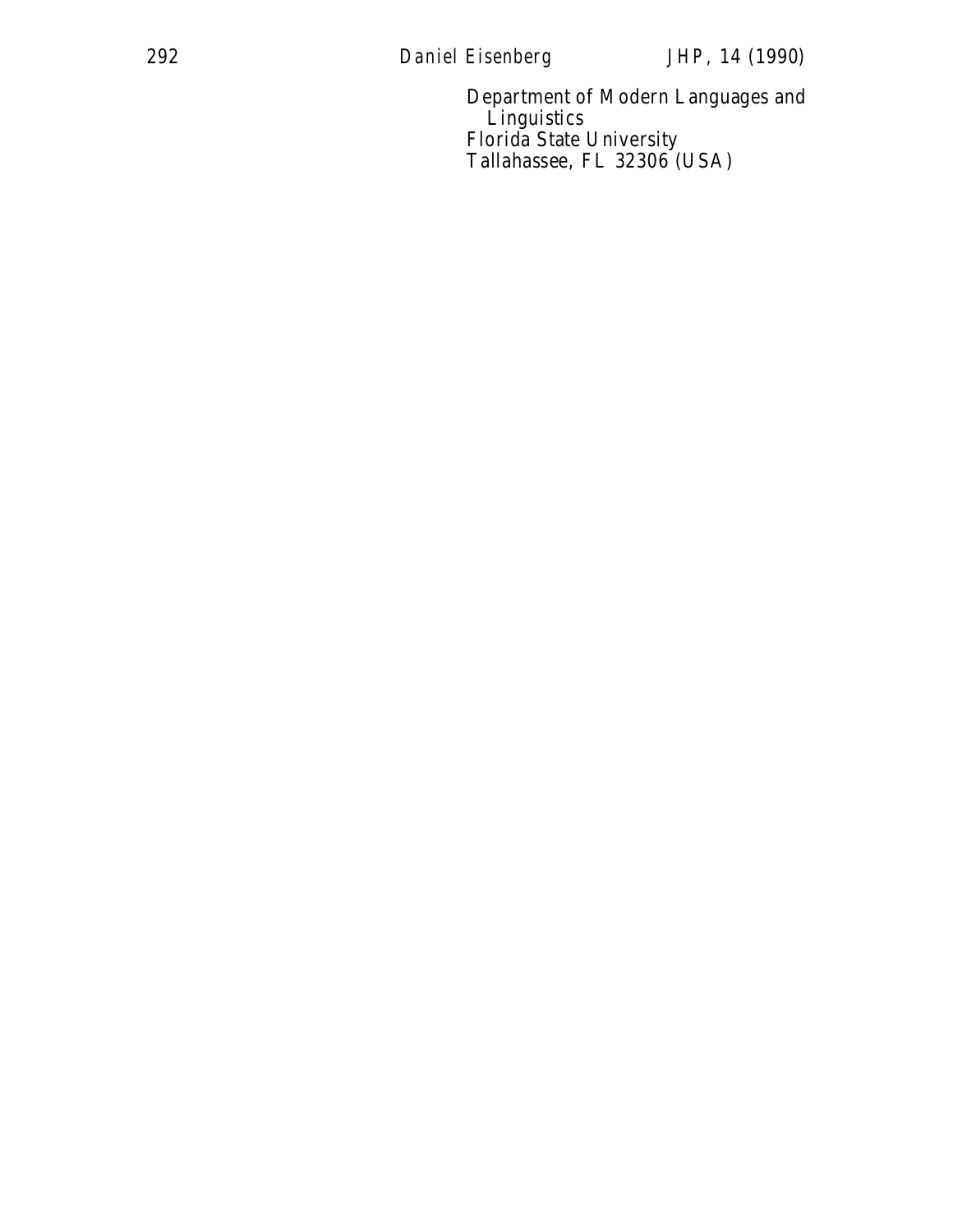Department of Modern Languages and Linguistics
Florida State University
Tallahassee, FL 32306 (USA)